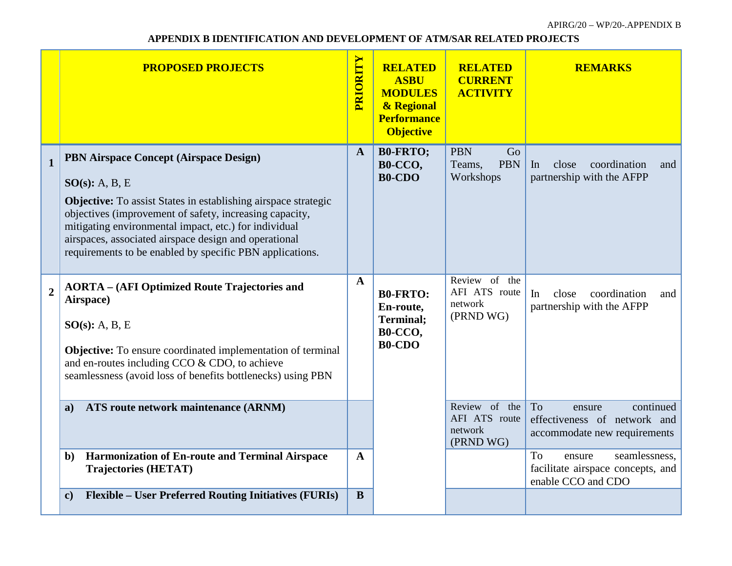## APPENDIX B IDENTIFICATION AND DEVELOPMENT OF ATM/SAR RELATED PROJECTS

| | PROPOSED PROJECTS | PRIORITY | RELATED ASBU MODULES & Regional Performance Objective | RELATED CURRENT ACTIVITY | REMARKS |
|---|---|---|---|---|---|
| 1 | **PBN Airspace Concept (Airspace Design)**<br><br>**SO(s):** A, B, E<br><br>**Objective:** To assist States in establishing airspace strategic objectives (improvement of safety, increasing capacity, mitigating environmental impact, etc.) for individual airspaces, associated airspace design and operational requirements to be enabled by specific PBN applications. | **A** | **B0-FRTO; B0-CCO, B0-CDO** | PBN Go Teams, PBN Workshops | In close coordination and partnership with the AFPP |
| 2 | **AORTA – (AFI Optimized Route Trajectories and Airspace)**<br><br>**SO(s):** A, B, E<br><br>**Objective:** To ensure coordinated implementation of terminal and en-routes including CCO & CDO, to achieve seamlessness (avoid loss of benefits bottlenecks) using PBN | **A** | **B0-FRTO: En-route, Terminal; B0-CCO, B0-CDO** | Review of the AFI ATS route network (PRND WG) | In close coordination and partnership with the AFPP |
| | **a) ATS route network maintenance (ARNM)** | | | Review of the AFI ATS route network (PRND WG) | To ensure continued effectiveness of network and accommodate new requirements |
| | **b) Harmonization of En-route and Terminal Airspace Trajectories (HETAT)** | **A** | | | To ensure seamlessness, facilitate airspace concepts, and enable CCO and CDO |
| | **c) Flexible – User Preferred Routing Initiatives (FURIs)** | **B** | | | |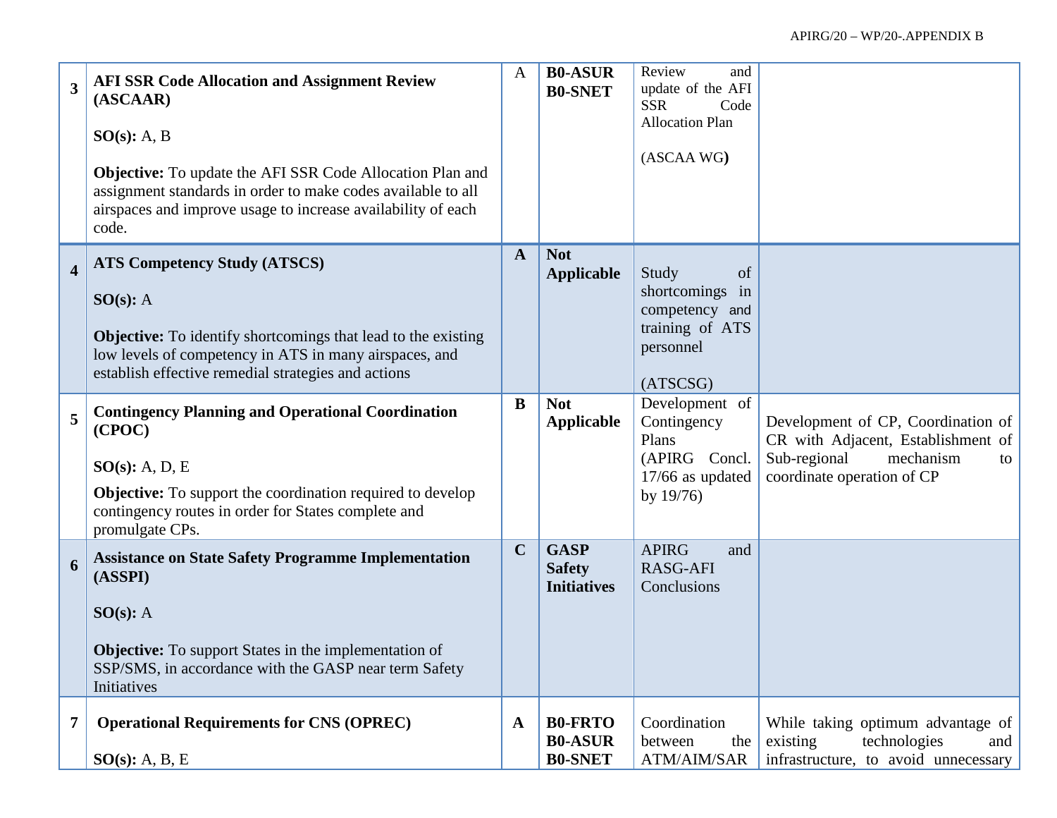| | | | | | |
|---|---|---|---|---|---|
| **3** | **AFI SSR Code Allocation and Assignment Review (ASCAAR)**<br><br>**SO(s):** A, B<br><br>**Objective:** To update the AFI SSR Code Allocation Plan and assignment standards in order to make codes available to all airspaces and improve usage to increase availability of each code. | A | **B0-ASUR**<br>**B0-SNET** | Review and update of the AFI SSR Code Allocation Plan<br><br>(ASCAA WG**)** | |
| **4** | **ATS Competency Study (ATSCS)**<br><br>**SO(s):** A<br><br>**Objective:** To identify shortcomings that lead to the existing low levels of competency in ATS in many airspaces, and establish effective remedial strategies and actions | **A** | **Not Applicable** | Study of shortcomings in competency and training of ATS personnel<br><br>(ATSCSG) | |
| **5** | **Contingency Planning and Operational Coordination (CPOC)**<br><br>**SO(s):** A, D, E<br><br>**Objective:** To support the coordination required to develop contingency routes in order for States complete and promulgate CPs. | **B** | **Not Applicable** | Development of Contingency Plans (APIRG Concl. 17/66 as updated by 19/76) | Development of CP, Coordination of CR with Adjacent, Establishment of Sub-regional mechanism to coordinate operation of CP |
| **6** | **Assistance on State Safety Programme Implementation (ASSPI)**<br><br>**SO(s):** A<br><br>**Objective:** To support States in the implementation of SSP/SMS, in accordance with the GASP near term Safety Initiatives | **C** | **GASP Safety Initiatives** | APIRG and RASG-AFI Conclusions | |
| **7** | **Operational Requirements for CNS (OPREC)**<br><br>**SO(s):** A, B, E | **A** | **B0-FRTO**<br>**B0-ASUR**<br>**B0-SNET** | Coordination between the ATM/AIM/SAR | While taking optimum advantage of existing technologies and infrastructure, to avoid unnecessary |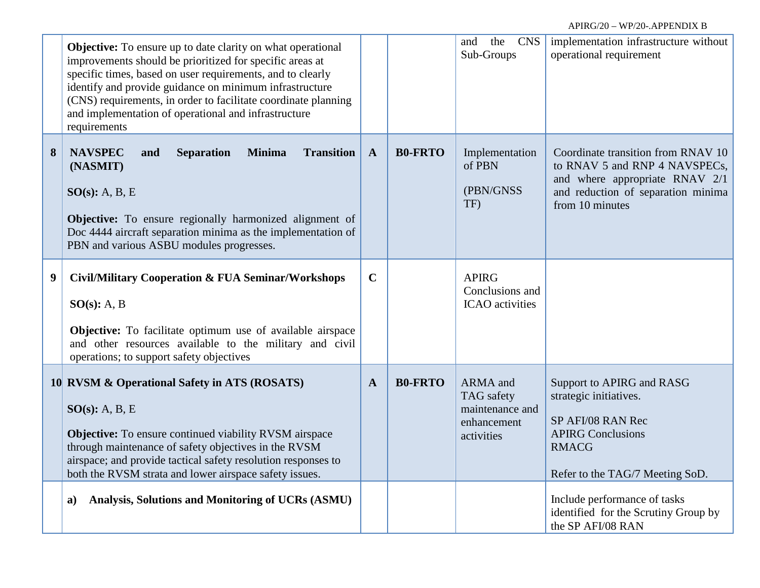| | | | | | |
|---|---|---|---|---|---|
| | **Objective:** To ensure up to date clarity on what operational improvements should be prioritized for specific areas at specific times, based on user requirements, and to clearly identify and provide guidance on minimum infrastructure (CNS) requirements, in order to facilitate coordinate planning and implementation of operational and infrastructure requirements | | | and the CNS Sub-Groups | implementation infrastructure without operational requirement |
| **8** | **NAVSPEC and Separation Minima Transition (NASMIT)**<br><br>**SO(s):** A, B, E<br><br>**Objective:** To ensure regionally harmonized alignment of Doc 4444 aircraft separation minima as the implementation of PBN and various ASBU modules progresses. | **A** | **B0-FRTO** | Implementation of PBN<br><br>(PBN/GNSS TF) | Coordinate transition from RNAV 10 to RNAV 5 and RNP 4 NAVSPECs, and where appropriate RNAV 2/1 and reduction of separation minima from 10 minutes |
| **9** | **Civil/Military Cooperation & FUA Seminar/Workshops**<br><br>**SO(s):** A, B<br><br>**Objective:** To facilitate optimum use of available airspace and other resources available to the military and civil operations; to support safety objectives | **C** | | APIRG Conclusions and ICAO activities | |
| **10** | **RVSM & Operational Safety in ATS (ROSATS)**<br><br>**SO(s):** A, B, E<br><br>**Objective:** To ensure continued viability RVSM airspace through maintenance of safety objectives in the RVSM airspace; and provide tactical safety resolution responses to both the RVSM strata and lower airspace safety issues. | **A** | **B0-FRTO** | ARMA and TAG safety maintenance and enhancement activities | Support to APIRG and RASG strategic initiatives.<br><br>SP AFI/08 RAN Rec<br>APIRG Conclusions<br>RMACG<br><br>Refer to the TAG/7 Meeting SoD. |
| | **a) Analysis, Solutions and Monitoring of UCRs (ASMU)** | | | | Include performance of tasks identified for the Scrutiny Group by the SP AFI/08 RAN |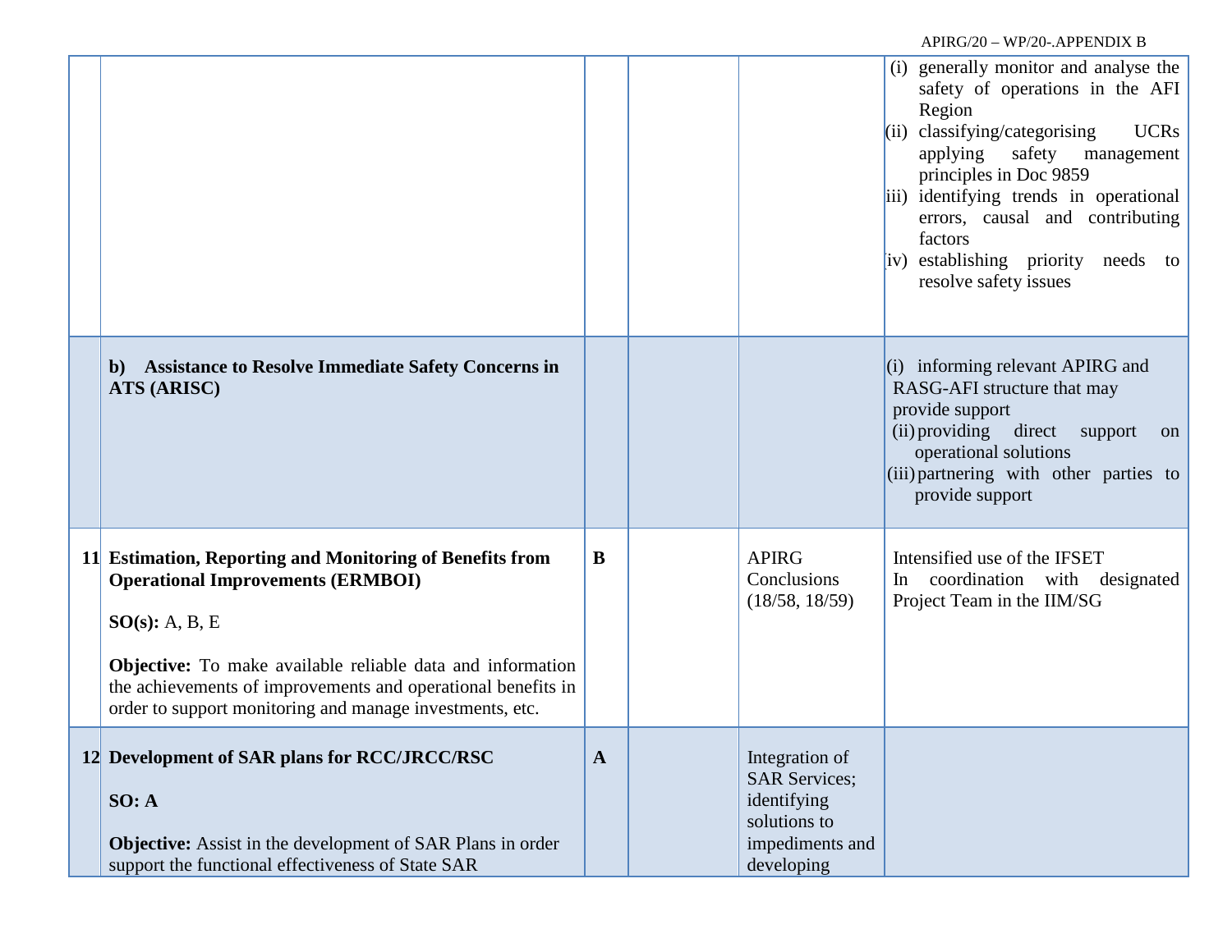| | | | | | |
|---|---|---|---|---|---|
| | | | | | (i) generally monitor and analyse the safety of operations in the AFI Region<br>(ii) classifying/categorising UCRs applying safety management principles in Doc 9859<br>(iii) identifying trends in operational errors, causal and contributing factors<br>(iv) establishing priority needs to resolve safety issues |
| | **b) Assistance to Resolve Immediate Safety Concerns in ATS (ARISC)** | | | | (i) informing relevant APIRG and RASG-AFI structure that may provide support<br>(ii) providing direct support on operational solutions<br>(iii) partnering with other parties to provide support |
| **11** | **Estimation, Reporting and Monitoring of Benefits from Operational Improvements (ERMBOI)**<br><br>**SO(s):** A, B, E<br><br>**Objective:** To make available reliable data and information the achievements of improvements and operational benefits in order to support monitoring and manage investments, etc. | **B** | | APIRG Conclusions (18/58, 18/59) | Intensified use of the IFSET<br>In coordination with designated Project Team in the IIM/SG |
| **12** | **Development of SAR plans for RCC/JRCC/RSC**<br><br>**SO: A**<br><br>**Objective:** Assist in the development of SAR Plans in order support the functional effectiveness of State SAR | **A** | | Integration of SAR Services; identifying solutions to impediments and developing | |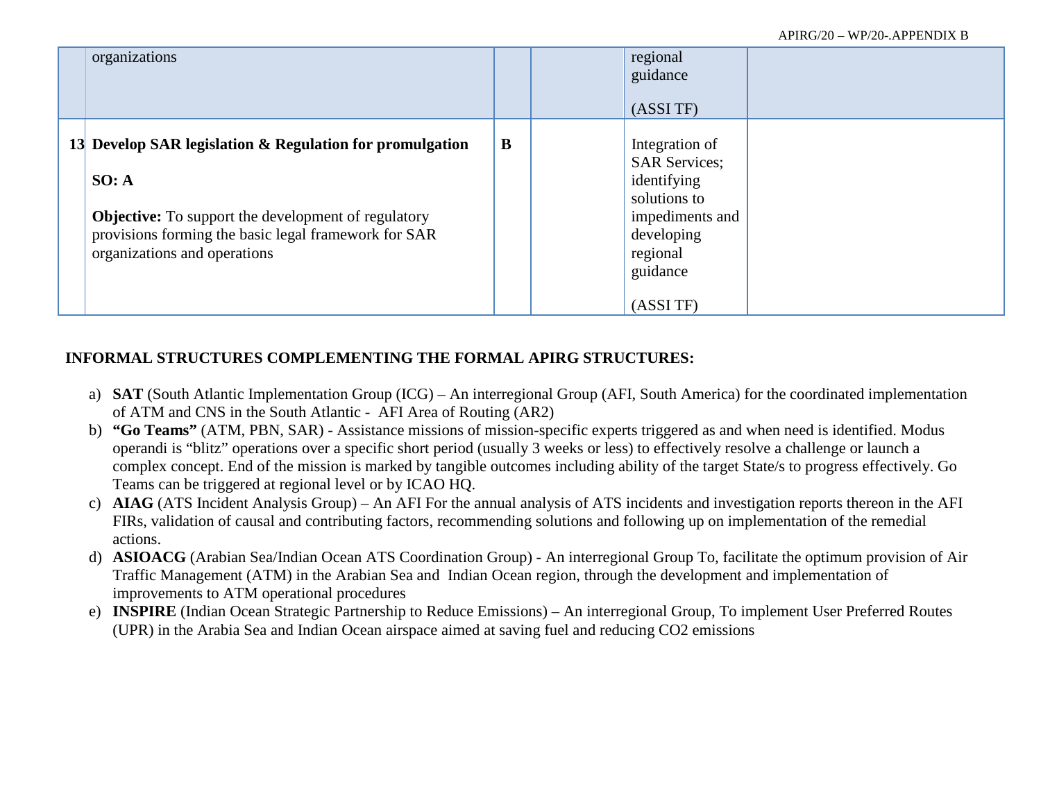| | | | | | |
|---|---|---|---|---|---|
| | organizations | | | regional guidance<br><br>(ASSI TF) | |
| **13** | **Develop SAR legislation & Regulation for promulgation**<br><br>**SO: A**<br><br>**Objective:** To support the development of regulatory provisions forming the basic legal framework for SAR organizations and operations | **B** | | Integration of SAR Services; identifying solutions to impediments and developing regional guidance<br><br>(ASSI TF) | |

**INFORMAL STRUCTURES COMPLEMENTING THE FORMAL APIRG STRUCTURES:**

a) **SAT** (South Atlantic Implementation Group (ICG) – An interregional Group (AFI, South America) for the coordinated implementation of ATM and CNS in the South Atlantic - AFI Area of Routing (AR2)

b) **"Go Teams"** (ATM, PBN, SAR) - Assistance missions of mission-specific experts triggered as and when need is identified. Modus operandi is "blitz" operations over a specific short period (usually 3 weeks or less) to effectively resolve a challenge or launch a complex concept. End of the mission is marked by tangible outcomes including ability of the target State/s to progress effectively. Go Teams can be triggered at regional level or by ICAO HQ.

c) **AIAG** (ATS Incident Analysis Group) – An AFI For the annual analysis of ATS incidents and investigation reports thereon in the AFI FIRs, validation of causal and contributing factors, recommending solutions and following up on implementation of the remedial actions.

d) **ASIOACG** (Arabian Sea/Indian Ocean ATS Coordination Group) - An interregional Group To, facilitate the optimum provision of Air Traffic Management (ATM) in the Arabian Sea and Indian Ocean region, through the development and implementation of improvements to ATM operational procedures

e) **INSPIRE** (Indian Ocean Strategic Partnership to Reduce Emissions) – An interregional Group, To implement User Preferred Routes (UPR) in the Arabia Sea and Indian Ocean airspace aimed at saving fuel and reducing CO2 emissions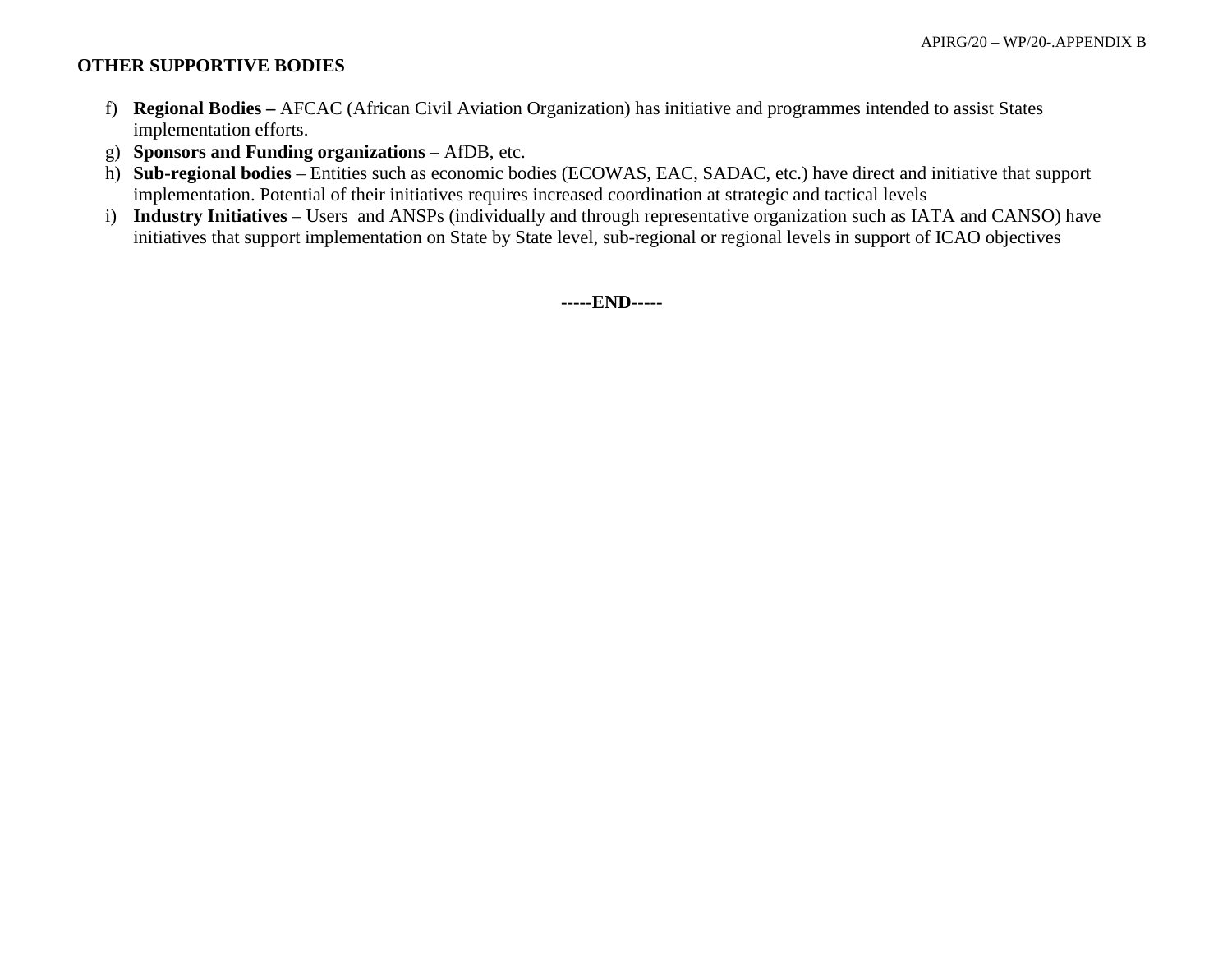**OTHER SUPPORTIVE BODIES**

f) **Regional Bodies –** AFCAC (African Civil Aviation Organization) has initiative and programmes intended to assist States implementation efforts.
g) **Sponsors and Funding organizations** – AfDB, etc.
h) **Sub-regional bodies** – Entities such as economic bodies (ECOWAS, EAC, SADAC, etc.) have direct and initiative that support implementation. Potential of their initiatives requires increased coordination at strategic and tactical levels
i) **Industry Initiatives** – Users and ANSPs (individually and through representative organization such as IATA and CANSO) have initiatives that support implementation on State by State level, sub-regional or regional levels in support of ICAO objectives

**-----END-----**